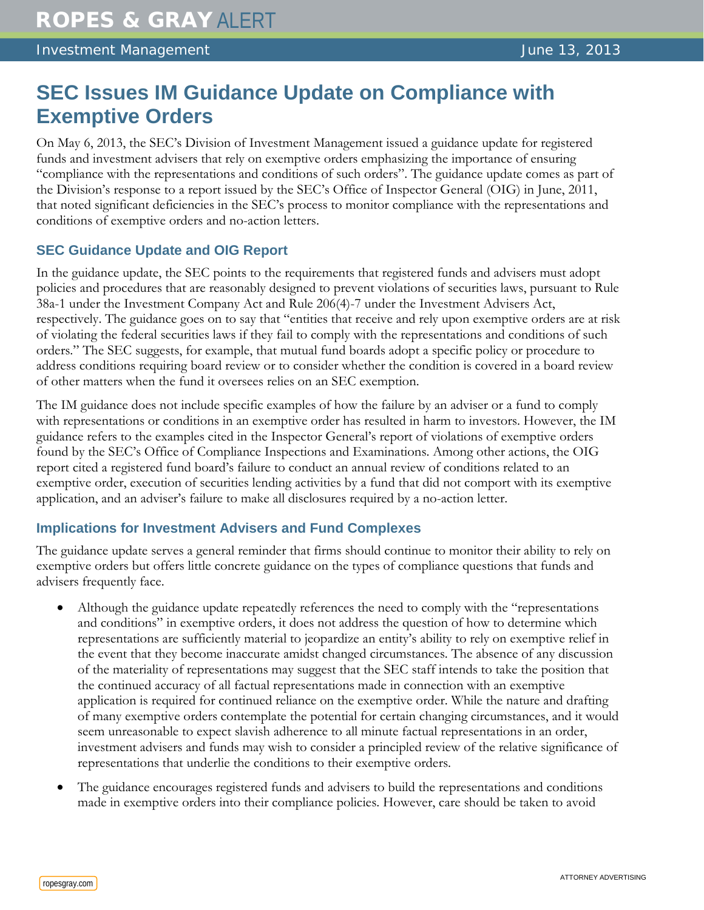# SEC Issues IM Guidance Update on Compliance with Exemptive Orders

On May 6, 2013, the SEC's Division of Investment Management issued a guidance update for registered funds and investment advisers that rely on exemptive orders emphasizing the importance of ensuring "compliance with the representations and conditions of such orders". The guidance update comes as part of the Division's response to a report issued by the SEC's Office of Inspector General (OIG) in June, 2011, that noted significant deficiencies in the SEC's process to monitor compliance with the representations and conditions of exemptive orders and no-action letters.

## SEC Guidance Update and OIG Report

In the guidance update, the SEC points to the requirements that registered funds and advisers must adopt policies and procedures that are reasonably designed to prevent violations of securities laws, pursuant to Rule 38a-1 under the Investment Company Act and Rule 206(4)-7 under the Investment Advisers Act, respectively. The guidance goes on to say that "entities that receive and rely upon exemptive orders are at risk of violating the federal securities laws if they fail to comply with the representations and conditions of such orders." The SEC suggests, for example, that mutual fund boards adopt a specific policy or procedure to address conditions requiring board review or to consider whether the condition is covered in a board review of other matters when the fund it oversees relies on an SEC exemption.

The IM guidance does not include specific examples of how the failure by an adviser or a fund to comply with representations or conditions in an exemptive order has resulted in harm to investors. However, the IM guidance refers to the examples cited in the Inspector General's report of violations of exemptive orders found by the SEC's Office of Compliance Inspections and Examinations. Among other actions, the OIG report cited a registered fund board's failure to conduct an annual review of conditions related to an exemptive order, execution of securities lending activities by a fund that did not comport with its exemptive application, and an adviser's failure to make all disclosures required by a no-action letter.

## Implications for Investment Advisers and Fund Complexes

The guidance update serves a general reminder that firms should continue to monitor their ability to rely on exemptive orders but offers little concrete guidance on the types of compliance questions that funds and advisers frequently face.

- Although the guidance update repeatedly references the need to comply with the "representations and conditions" in exemptive orders, it does not address the question of how to determine which representations are sufficiently material to jeopardize an entity's ability to rely on exemptive relief in the event that they become inaccurate amidst changed circumstances. The absence of any discussion of the materiality of representations may suggest that the SEC staff intends to take the position that the continued accuracy of all factual representations made in connection with an exemptive application is required for continued reliance on the exemptive order. While the nature and drafting of many exemptive orders contemplate the potential for certain changing circumstances, and it would seem unreasonable to expect slavish adherence to all minute factual representations in an order, investment advisers and funds may wish to consider a principled review of the relative significance of representations that underlie the conditions to their exemptive orders.
- The guidance encourages registered funds and advisers to build the representations and conditions made in exemptive orders into their compliance policies. However, care should be taken to avoid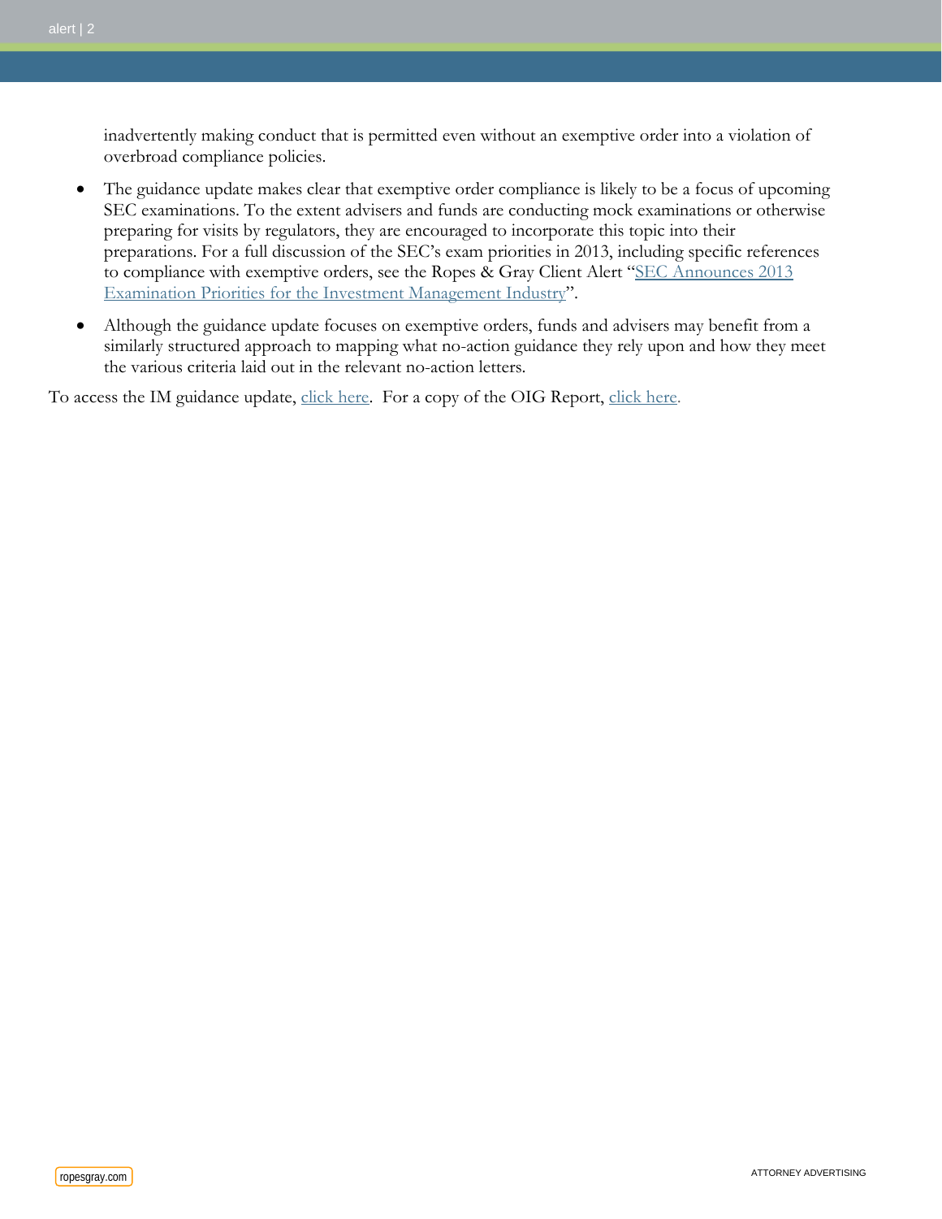inadvertently making conduct that is permitted even without an exemptive order into a violation of overbroad compliance policies.

- The guidance update makes clear that exemptive order compliance is likely to be a focus of upcoming SEC examinations. To the extent advisers and funds are conducting mock examinations or otherwise preparing for visits by regulators, they are encouraged to incorporate this topic into their preparations. For a full discussion of the SEC's exam priorities in 2013, including specific references to compliance with exemptive orders, see the Ropes & Gray Client Alert "SEC Announces 2013 Examination Priorities for the Investment Management Industry".
- Although the guidance update focuses on exemptive orders, funds and advisers may benefit from a similarly structured approach to mapping what no-action guidance they rely upon and how they meet the various criteria laid out in the relevant no-action letters.

To access the IM guidance update, click here. For a copy of the OIG Report, click here.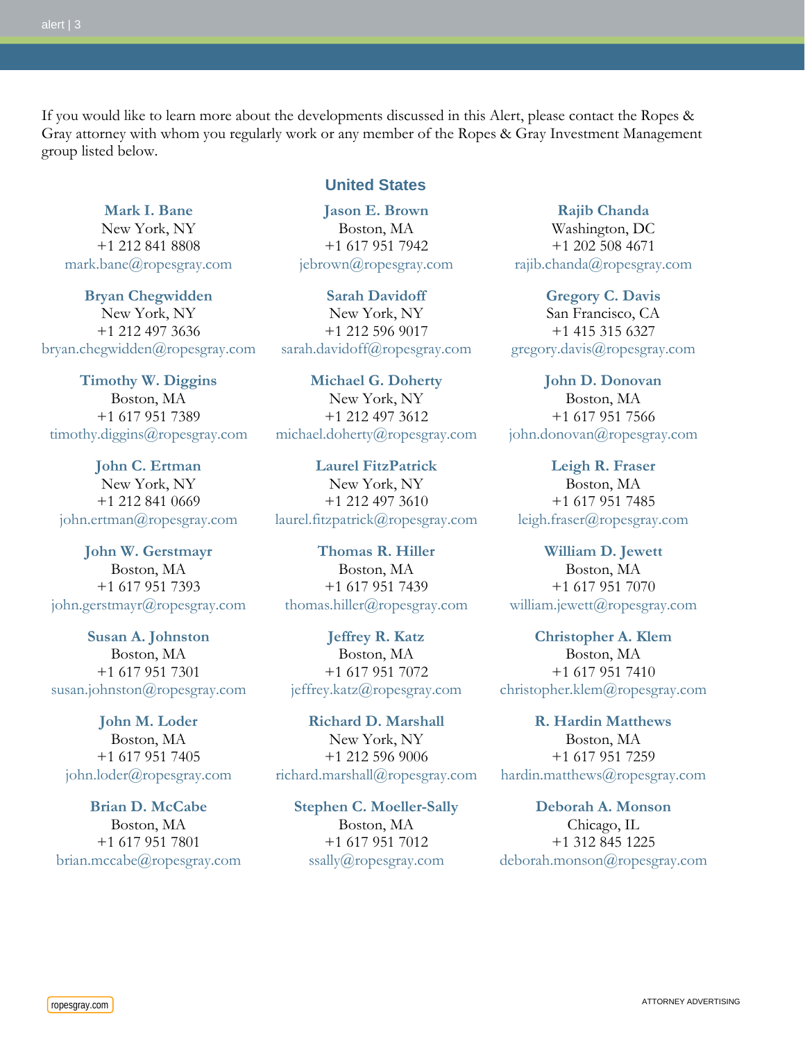If you would like to learn more about the developments discussed in this Alert, please contact the Ropes & Gray attorney with whom you regularly work or any member of the Ropes & Gray Investment Management group listed below.

## United States

**Mark I. Bane**
New York, NY
+1 212 841 8808
mark.bane@ropesgray.com

**Jason E. Brown**
Boston, MA
+1 617 951 7942
jebrown@ropesgray.com

**Rajib Chanda**
Washington, DC
+1 202 508 4671
rajib.chanda@ropesgray.com

**Bryan Chegwidden**
New York, NY
+1 212 497 3636
bryan.chegwidden@ropesgray.com

**Sarah Davidoff**
New York, NY
+1 212 596 9017
sarah.davidoff@ropesgray.com

**Gregory C. Davis**
San Francisco, CA
+1 415 315 6327
gregory.davis@ropesgray.com

**Timothy W. Diggins**
Boston, MA
+1 617 951 7389
timothy.diggins@ropesgray.com

**Michael G. Doherty**
New York, NY
+1 212 497 3612
michael.doherty@ropesgray.com

**John D. Donovan**
Boston, MA
+1 617 951 7566
john.donovan@ropesgray.com

**John C. Ertman**
New York, NY
+1 212 841 0669
john.ertman@ropesgray.com

**Laurel FitzPatrick**
New York, NY
+1 212 497 3610
laurel.fitzpatrick@ropesgray.com

**Leigh R. Fraser**
Boston, MA
+1 617 951 7485
leigh.fraser@ropesgray.com

**John W. Gerstmayr**
Boston, MA
+1 617 951 7393
john.gerstmayr@ropesgray.com

**Thomas R. Hiller**
Boston, MA
+1 617 951 7439
thomas.hiller@ropesgray.com

**William D. Jewett**
Boston, MA
+1 617 951 7070
william.jewett@ropesgray.com

**Susan A. Johnston**
Boston, MA
+1 617 951 7301
susan.johnston@ropesgray.com

**Jeffrey R. Katz**
Boston, MA
+1 617 951 7072
jeffrey.katz@ropesgray.com

**Christopher A. Klem**
Boston, MA
+1 617 951 7410
christopher.klem@ropesgray.com

**John M. Loder**
Boston, MA
+1 617 951 7405
john.loder@ropesgray.com

**Richard D. Marshall**
New York, NY
+1 212 596 9006
richard.marshall@ropesgray.com

**R. Hardin Matthews**
Boston, MA
+1 617 951 7259
hardin.matthews@ropesgray.com

**Brian D. McCabe**
Boston, MA
+1 617 951 7801
brian.mccabe@ropesgray.com

**Stephen C. Moeller-Sally**
Boston, MA
+1 617 951 7012
ssally@ropesgray.com

**Deborah A. Monson**
Chicago, IL
+1 312 845 1225
deborah.monson@ropesgray.com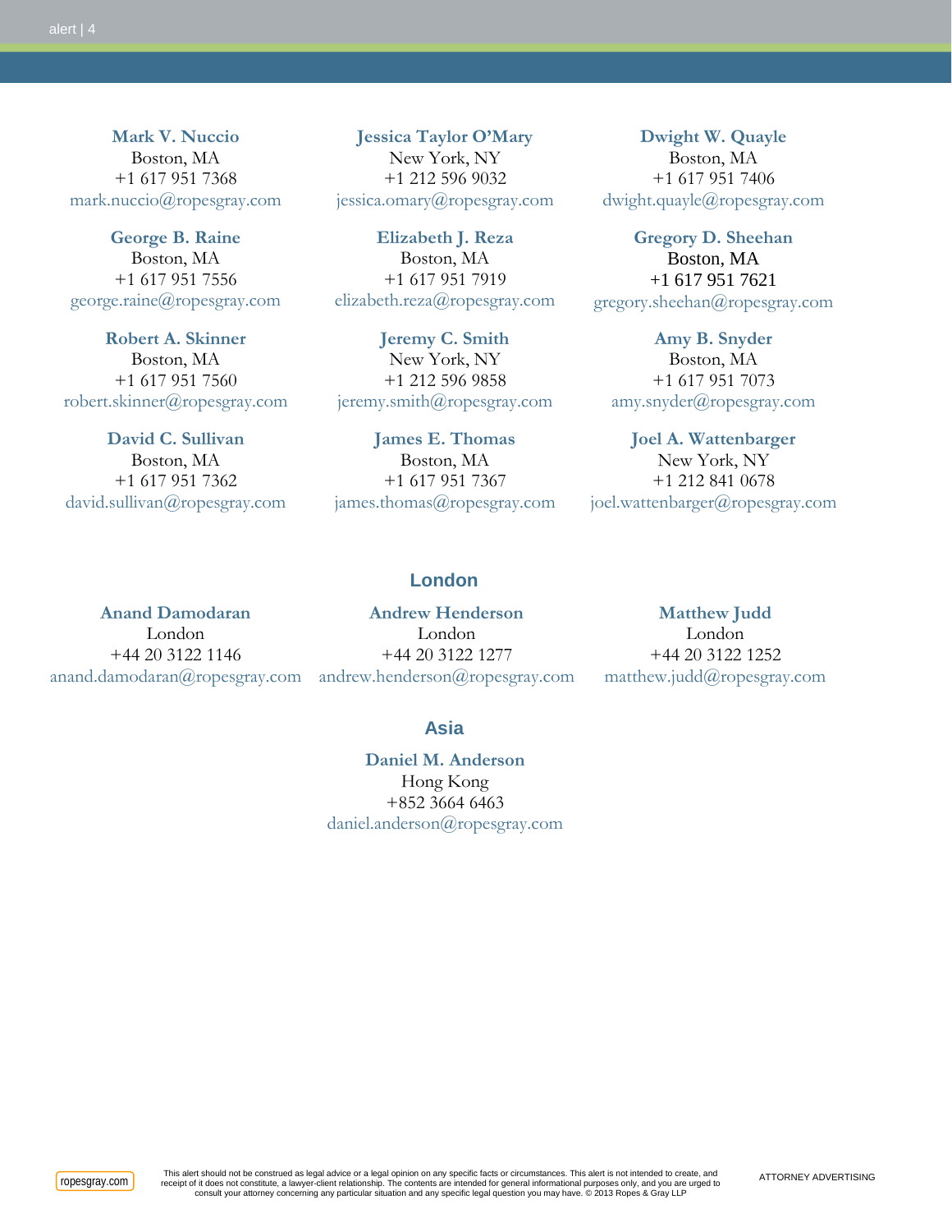**Mark V. Nuccio**
Boston, MA
+1 617 951 7368
mark.nuccio@ropesgray.com

**Jessica Taylor O'Mary**
New York, NY
+1 212 596 9032
jessica.omary@ropesgray.com

**Dwight W. Quayle**
Boston, MA
+1 617 951 7406
dwight.quayle@ropesgray.com

**George B. Raine**
Boston, MA
+1 617 951 7556
george.raine@ropesgray.com

**Elizabeth J. Reza**
Boston, MA
+1 617 951 7919
elizabeth.reza@ropesgray.com

**Gregory D. Sheehan**
Boston, MA
+1 617 951 7621
gregory.sheehan@ropesgray.com

**Robert A. Skinner**
Boston, MA
+1 617 951 7560
robert.skinner@ropesgray.com

**Jeremy C. Smith**
New York, NY
+1 212 596 9858
jeremy.smith@ropesgray.com

**Amy B. Snyder**
Boston, MA
+1 617 951 7073
amy.snyder@ropesgray.com

**David C. Sullivan**
Boston, MA
+1 617 951 7362
david.sullivan@ropesgray.com

**James E. Thomas**
Boston, MA
+1 617 951 7367
james.thomas@ropesgray.com

**Joel A. Wattenbarger**
New York, NY
+1 212 841 0678
joel.wattenbarger@ropesgray.com

## London

**Anand Damodaran**
London
+44 20 3122 1146
anand.damodaran@ropesgray.com

**Andrew Henderson**
London
+44 20 3122 1277
andrew.henderson@ropesgray.com

**Matthew Judd**
London
+44 20 3122 1252
matthew.judd@ropesgray.com

## Asia

**Daniel M. Anderson**
Hong Kong
+852 3664 6463
daniel.anderson@ropesgray.com

ropesgray.com

This alert should not be construed as legal advice or a legal opinion on any specific facts or circumstances. This alert is not intended to create, and receipt of it does not constitute, a lawyer-client relationship. The contents are intended for general informational purposes only, and you are urged to consult your attorney concerning any particular situation and any specific legal question you may have. © 2013 Ropes & Gray LLP

ATTORNEY ADVERTISING